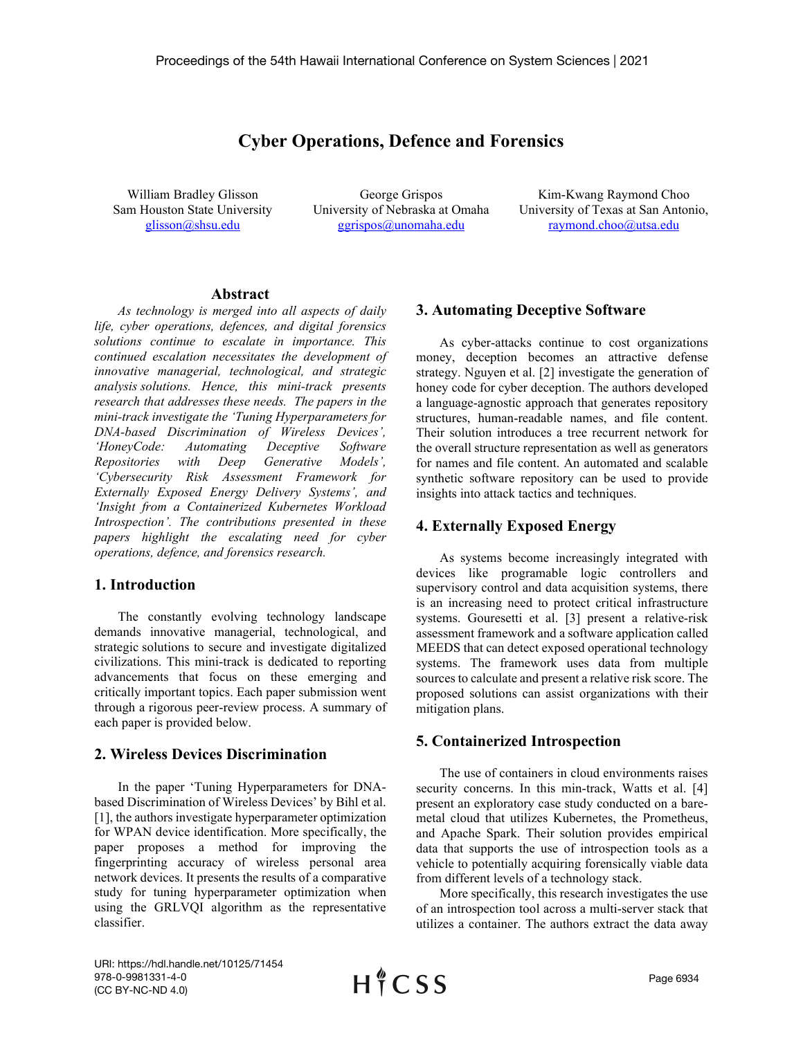# Cyber Operations, Defence and Forensics

William Bradley Glisson
Sam Houston State University
glisson@shsu.edu

George Grispos
University of Nebraska at Omaha
ggrispos@unomaha.edu

Kim-Kwang Raymond Choo
University of Texas at San Antonio,
raymond.choo@utsa.edu

## Abstract

*As technology is merged into all aspects of daily life, cyber operations, defences, and digital forensics solutions continue to escalate in importance. This continued escalation necessitates the development of innovative managerial, technological, and strategic analysis solutions. Hence, this mini-track presents research that addresses these needs. The papers in the mini-track investigate the 'Tuning Hyperparameters for DNA-based Discrimination of Wireless Devices', 'HoneyCode: Automating Deceptive Software Repositories with Deep Generative Models', 'Cybersecurity Risk Assessment Framework for Externally Exposed Energy Delivery Systems', and 'Insight from a Containerized Kubernetes Workload Introspection'. The contributions presented in these papers highlight the escalating need for cyber operations, defence, and forensics research.*

## 1. Introduction

The constantly evolving technology landscape demands innovative managerial, technological, and strategic solutions to secure and investigate digitalized civilizations. This mini-track is dedicated to reporting advancements that focus on these emerging and critically important topics. Each paper submission went through a rigorous peer-review process. A summary of each paper is provided below.

## 2. Wireless Devices Discrimination

In the paper 'Tuning Hyperparameters for DNA-based Discrimination of Wireless Devices' by Bihl et al. [1], the authors investigate hyperparameter optimization for WPAN device identification. More specifically, the paper proposes a method for improving the fingerprinting accuracy of wireless personal area network devices. It presents the results of a comparative study for tuning hyperparameter optimization when using the GRLVQI algorithm as the representative classifier.

## 3. Automating Deceptive Software

As cyber-attacks continue to cost organizations money, deception becomes an attractive defense strategy. Nguyen et al. [2] investigate the generation of honey code for cyber deception. The authors developed a language-agnostic approach that generates repository structures, human-readable names, and file content. Their solution introduces a tree recurrent network for the overall structure representation as well as generators for names and file content. An automated and scalable synthetic software repository can be used to provide insights into attack tactics and techniques.

## 4. Externally Exposed Energy

As systems become increasingly integrated with devices like programable logic controllers and supervisory control and data acquisition systems, there is an increasing need to protect critical infrastructure systems. Gouresetti et al. [3] present a relative-risk assessment framework and a software application called MEEDS that can detect exposed operational technology systems. The framework uses data from multiple sources to calculate and present a relative risk score. The proposed solutions can assist organizations with their mitigation plans.

## 5. Containerized Introspection

The use of containers in cloud environments raises security concerns. In this min-track, Watts et al. [4] present an exploratory case study conducted on a bare-metal cloud that utilizes Kubernetes, the Prometheus, and Apache Spark. Their solution provides empirical data that supports the use of introspection tools as a vehicle to potentially acquiring forensically viable data from different levels of a technology stack.

More specifically, this research investigates the use of an introspection tool across a multi-server stack that utilizes a container. The authors extract the data away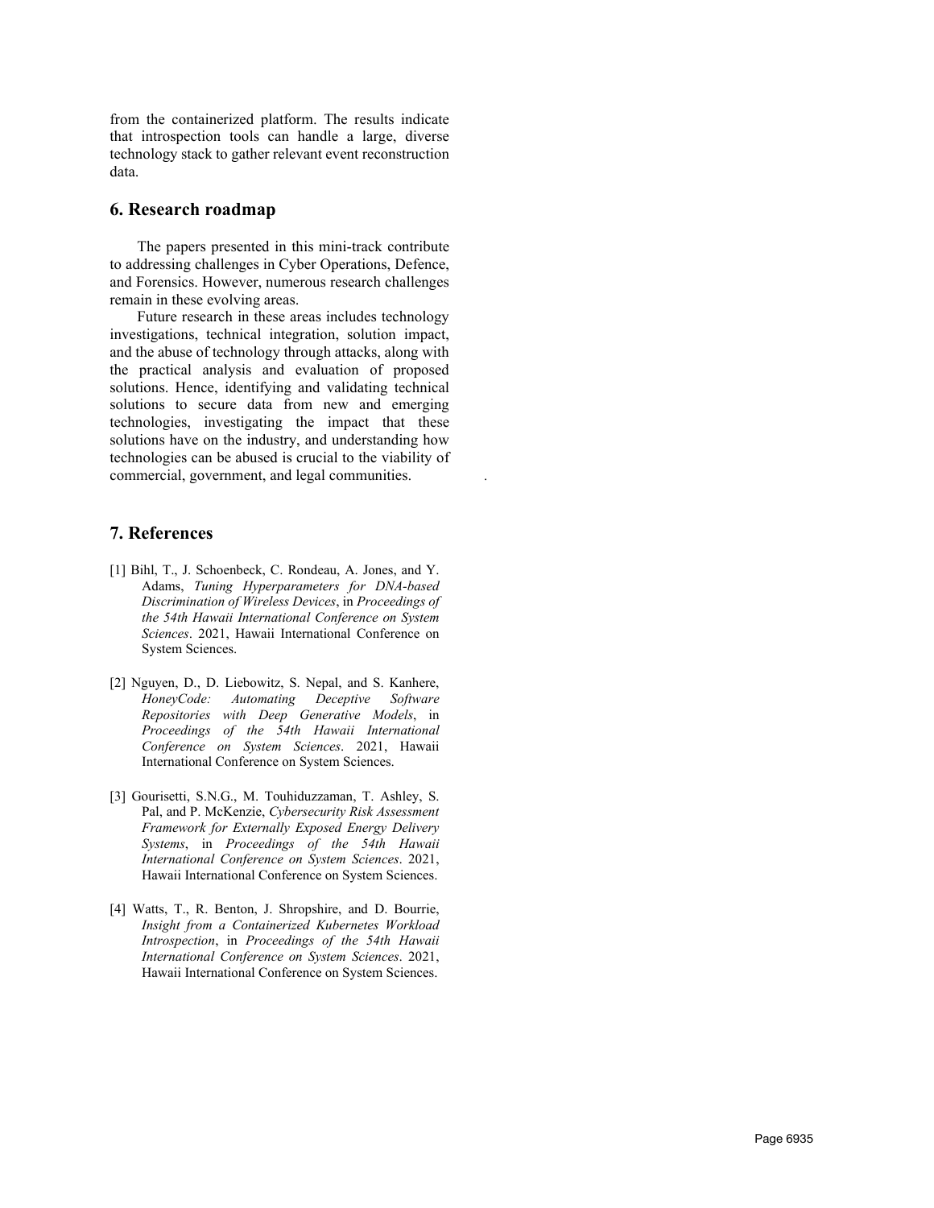from the containerized platform. The results indicate that introspection tools can handle a large, diverse technology stack to gather relevant event reconstruction data.

## 6. Research roadmap

The papers presented in this mini-track contribute to addressing challenges in Cyber Operations, Defence, and Forensics. However, numerous research challenges remain in these evolving areas.

Future research in these areas includes technology investigations, technical integration, solution impact, and the abuse of technology through attacks, along with the practical analysis and evaluation of proposed solutions. Hence, identifying and validating technical solutions to secure data from new and emerging technologies, investigating the impact that these solutions have on the industry, and understanding how technologies can be abused is crucial to the viability of commercial, government, and legal communities.

## 7. References

[1] Bihl, T., J. Schoenbeck, C. Rondeau, A. Jones, and Y. Adams, *Tuning Hyperparameters for DNA-based Discrimination of Wireless Devices*, in *Proceedings of the 54th Hawaii International Conference on System Sciences*. 2021, Hawaii International Conference on System Sciences.

[2] Nguyen, D., D. Liebowitz, S. Nepal, and S. Kanhere, *HoneyCode: Automating Deceptive Software Repositories with Deep Generative Models*, in *Proceedings of the 54th Hawaii International Conference on System Sciences*. 2021, Hawaii International Conference on System Sciences.

[3] Gourisetti, S.N.G., M. Touhiduzzaman, T. Ashley, S. Pal, and P. McKenzie, *Cybersecurity Risk Assessment Framework for Externally Exposed Energy Delivery Systems*, in *Proceedings of the 54th Hawaii International Conference on System Sciences*. 2021, Hawaii International Conference on System Sciences.

[4] Watts, T., R. Benton, J. Shropshire, and D. Bourrie, *Insight from a Containerized Kubernetes Workload Introspection*, in *Proceedings of the 54th Hawaii International Conference on System Sciences*. 2021, Hawaii International Conference on System Sciences.